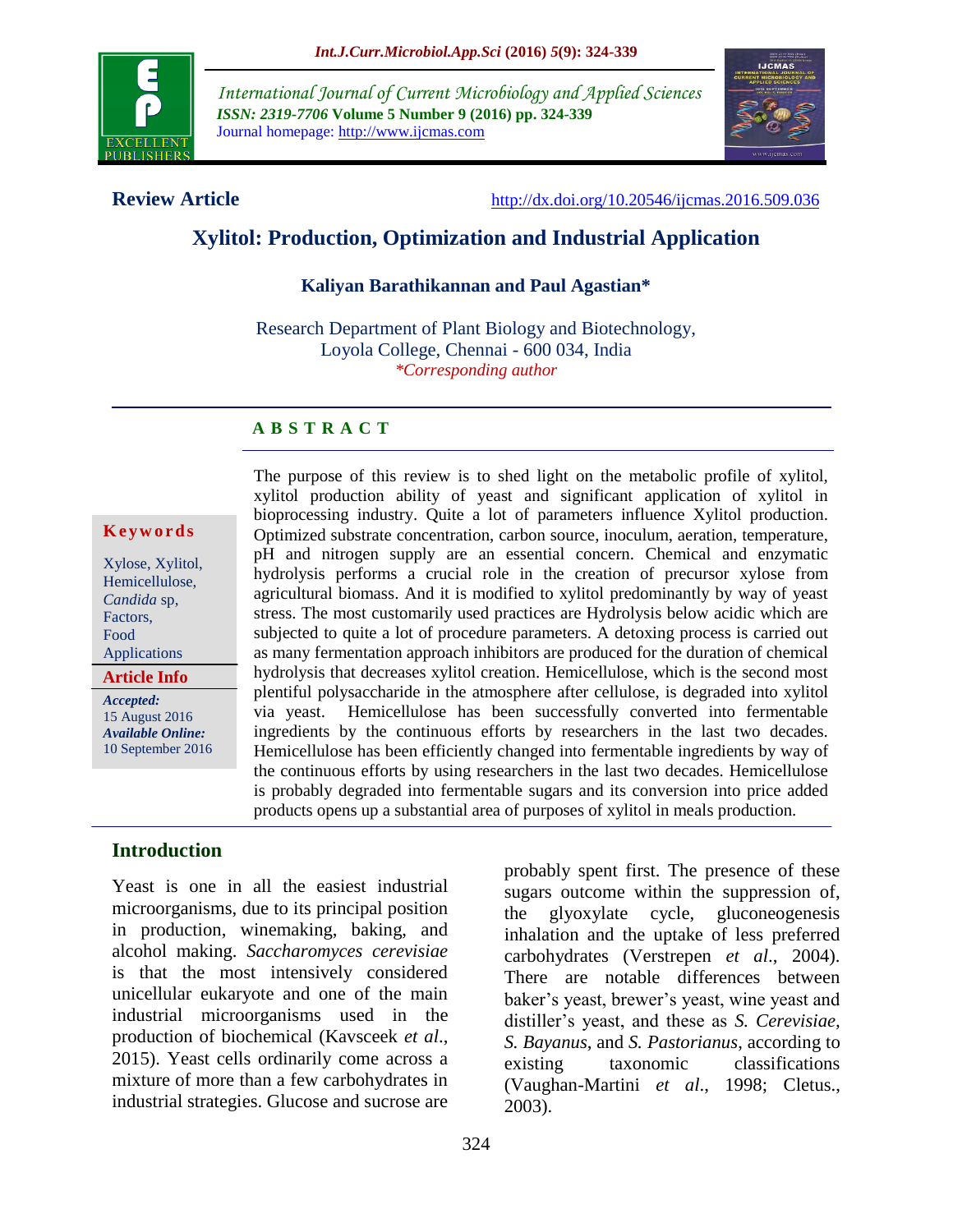International Journal of Current Microbiology and Applied Sciences
*ISSN: 2319-7706* **Volume 5 Number 9 (2016) pp. 324-339**
Journal homepage: http://www.ijcmas.com

**Review Article** http://dx.doi.org/10.20546/ijcmas.2016.509.036

# Xylitol: Production, Optimization and Industrial Application

**Kaliyan Barathikannan and Paul Agastian***

Research Department of Plant Biology and Biotechnology,
Loyola College, Chennai - 600 034, India
*\*Corresponding author*

**Keywords**

Xylose, Xylitol, Hemicellulose, *Candida* sp, Factors, Food Applications

**Article Info**

***Accepted:*** 15 August 2016
***Available Online:*** 10 September 2016

## A B S T R A C T

The purpose of this review is to shed light on the metabolic profile of xylitol, xylitol production ability of yeast and significant application of xylitol in bioprocessing industry. Quite a lot of parameters influence Xylitol production. Optimized substrate concentration, carbon source, inoculum, aeration, temperature, pH and nitrogen supply are an essential concern. Chemical and enzymatic hydrolysis performs a crucial role in the creation of precursor xylose from agricultural biomass. And it is modified to xylitol predominantly by way of yeast stress. The most customarily used practices are Hydrolysis below acidic which are subjected to quite a lot of procedure parameters. A detoxing process is carried out as many fermentation approach inhibitors are produced for the duration of chemical hydrolysis that decreases xylitol creation. Hemicellulose, which is the second most plentiful polysaccharide in the atmosphere after cellulose, is degraded into xylitol via yeast. Hemicellulose has been successfully converted into fermentable ingredients by the continuous efforts by researchers in the last two decades. Hemicellulose has been efficiently changed into fermentable ingredients by way of the continuous efforts by using researchers in the last two decades. Hemicellulose is probably degraded into fermentable sugars and its conversion into price added products opens up a substantial area of purposes of xylitol in meals production.

## Introduction

Yeast is one in all the easiest industrial microorganisms, due to its principal position in production, winemaking, baking, and alcohol making. *Saccharomyces cerevisiae* is that the most intensively considered unicellular eukaryote and one of the main industrial microorganisms used in the production of biochemical (Kavsceek *et al*., 2015). Yeast cells ordinarily come across a mixture of more than a few carbohydrates in industrial strategies. Glucose and sucrose are probably spent first. The presence of these sugars outcome within the suppression of, the glyoxylate cycle, gluconeogenesis inhalation and the uptake of less preferred carbohydrates (Verstrepen *et al*., 2004). There are notable differences between baker's yeast, brewer's yeast, wine yeast and distiller's yeast, and these as *S. Cerevisiae*, *S. Bayanus*, and *S. Pastorianus*, according to existing taxonomic classifications (Vaughan-Martini *et al*., 1998; Cletus., 2003).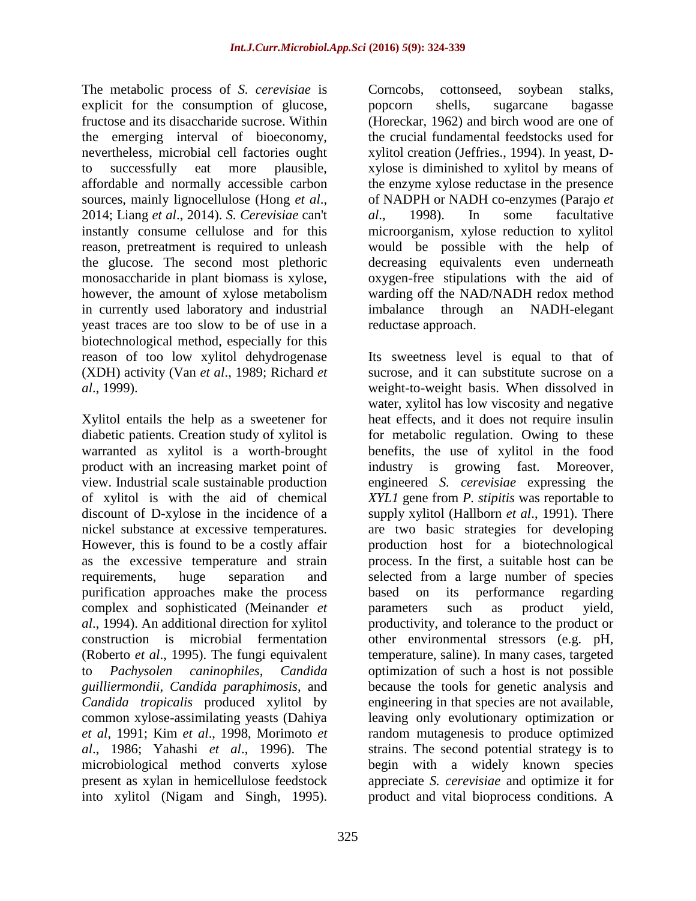The metabolic process of *S. cerevisiae* is explicit for the consumption of glucose, fructose and its disaccharide sucrose. Within the emerging interval of bioeconomy, nevertheless, microbial cell factories ought to successfully eat more plausible, affordable and normally accessible carbon sources, mainly lignocellulose (Hong *et al*., 2014; Liang *et al*., 2014). *S. Cerevisiae* can't instantly consume cellulose and for this reason, pretreatment is required to unleash the glucose. The second most plethoric monosaccharide in plant biomass is xylose, however, the amount of xylose metabolism in currently used laboratory and industrial yeast traces are too slow to be of use in a biotechnological method, especially for this reason of too low xylitol dehydrogenase (XDH) activity (Van *et al*., 1989; Richard *et al*., 1999).

Xylitol entails the help as a sweetener for diabetic patients. Creation study of xylitol is warranted as xylitol is a worth-brought product with an increasing market point of view. Industrial scale sustainable production of xylitol is with the aid of chemical discount of D-xylose in the incidence of a nickel substance at excessive temperatures. However, this is found to be a costly affair as the excessive temperature and strain requirements, huge separation and purification approaches make the process complex and sophisticated (Meinander *et al*., 1994). An additional direction for xylitol construction is microbial fermentation (Roberto *et al*., 1995). The fungi equivalent to *Pachysolen caninophiles*, *Candida guilliermondii*, *Candida paraphimosis*, and *Candida tropicalis* produced xylitol by common xylose-assimilating yeasts (Dahiya *et al*, 1991; Kim *et al*., 1998, Morimoto *et al*., 1986; Yahashi *et al*., 1996). The microbiological method converts xylose present as xylan in hemicellulose feedstock into xylitol (Nigam and Singh, 1995). Corncobs, cottonseed, soybean stalks, popcorn shells, sugarcane bagasse (Horeckar, 1962) and birch wood are one of the crucial fundamental feedstocks used for xylitol creation (Jeffries., 1994). In yeast, D-xylose is diminished to xylitol by means of the enzyme xylose reductase in the presence of NADPH or NADH co-enzymes (Parajo *et al*., 1998). In some facultative microorganism, xylose reduction to xylitol would be possible with the help of decreasing equivalents even underneath oxygen-free stipulations with the aid of warding off the NAD/NADH redox method imbalance through an NADH-elegant reductase approach.

Its sweetness level is equal to that of sucrose, and it can substitute sucrose on a weight-to-weight basis. When dissolved in water, xylitol has low viscosity and negative heat effects, and it does not require insulin for metabolic regulation. Owing to these benefits, the use of xylitol in the food industry is growing fast. Moreover, engineered *S. cerevisiae* expressing the *XYL1* gene from *P. stipitis* was reportable to supply xylitol (Hallborn *et al*., 1991). There are two basic strategies for developing production host for a biotechnological process. In the first, a suitable host can be selected from a large number of species based on its performance regarding parameters such as product yield, productivity, and tolerance to the product or other environmental stressors (e.g. pH, temperature, saline). In many cases, targeted optimization of such a host is not possible because the tools for genetic analysis and engineering in that species are not available, leaving only evolutionary optimization or random mutagenesis to produce optimized strains. The second potential strategy is to begin with a widely known species appreciate *S. cerevisiae* and optimize it for product and vital bioprocess conditions. A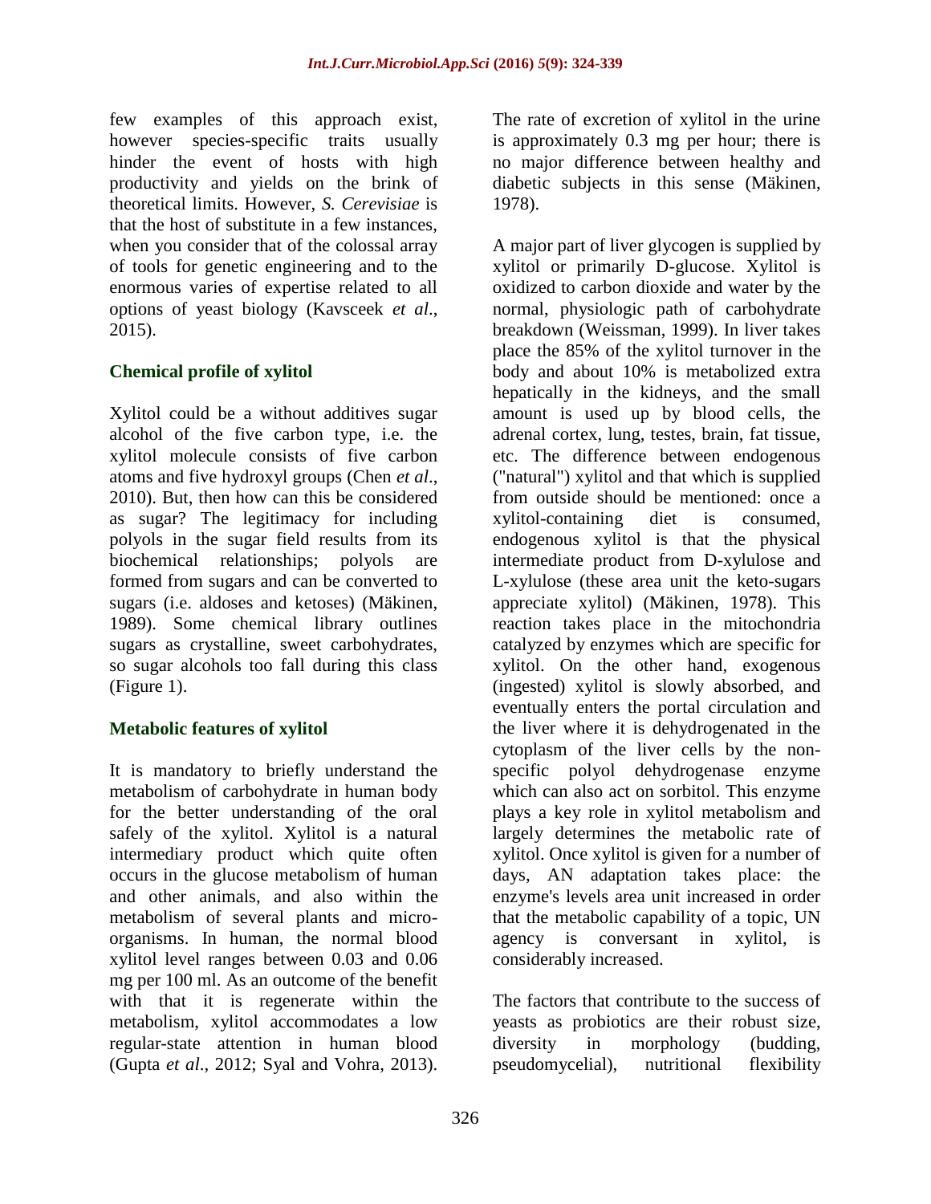few examples of this approach exist, however species-specific traits usually hinder the event of hosts with high productivity and yields on the brink of theoretical limits. However, *S. Cerevisiae* is that the host of substitute in a few instances, when you consider that of the colossal array of tools for genetic engineering and to the enormous varies of expertise related to all options of yeast biology (Kavsceek *et al*., 2015).

## Chemical profile of xylitol

Xylitol could be a without additives sugar alcohol of the five carbon type, i.e. the xylitol molecule consists of five carbon atoms and five hydroxyl groups (Chen *et al*., 2010). But, then how can this be considered as sugar? The legitimacy for including polyols in the sugar field results from its biochemical relationships; polyols are formed from sugars and can be converted to sugars (i.e. aldoses and ketoses) (Mäkinen, 1989). Some chemical library outlines sugars as crystalline, sweet carbohydrates, so sugar alcohols too fall during this class (Figure 1).

## Metabolic features of xylitol

It is mandatory to briefly understand the metabolism of carbohydrate in human body for the better understanding of the oral safely of the xylitol. Xylitol is a natural intermediary product which quite often occurs in the glucose metabolism of human and other animals, and also within the metabolism of several plants and micro-organisms. In human, the normal blood xylitol level ranges between 0.03 and 0.06 mg per 100 ml. As an outcome of the benefit with that it is regenerate within the metabolism, xylitol accommodates a low regular-state attention in human blood (Gupta *et al*., 2012; Syal and Vohra, 2013). The rate of excretion of xylitol in the urine is approximately 0.3 mg per hour; there is no major difference between healthy and diabetic subjects in this sense (Mäkinen, 1978).

A major part of liver glycogen is supplied by xylitol or primarily D-glucose. Xylitol is oxidized to carbon dioxide and water by the normal, physiologic path of carbohydrate breakdown (Weissman, 1999). In liver takes place the 85% of the xylitol turnover in the body and about 10% is metabolized extra hepatically in the kidneys, and the small amount is used up by blood cells, the adrenal cortex, lung, testes, brain, fat tissue, etc. The difference between endogenous ("natural") xylitol and that which is supplied from outside should be mentioned: once a xylitol-containing diet is consumed, endogenous xylitol is that the physical intermediate product from D-xylulose and L-xylulose (these area unit the keto-sugars appreciate xylitol) (Mäkinen, 1978). This reaction takes place in the mitochondria catalyzed by enzymes which are specific for xylitol. On the other hand, exogenous (ingested) xylitol is slowly absorbed, and eventually enters the portal circulation and the liver where it is dehydrogenated in the cytoplasm of the liver cells by the non-specific polyol dehydrogenase enzyme which can also act on sorbitol. This enzyme plays a key role in xylitol metabolism and largely determines the metabolic rate of xylitol. Once xylitol is given for a number of days, AN adaptation takes place: the enzyme's levels area unit increased in order that the metabolic capability of a topic, UN agency is conversant in xylitol, is considerably increased.

The factors that contribute to the success of yeasts as probiotics are their robust size, diversity in morphology (budding, pseudomycelial), nutritional flexibility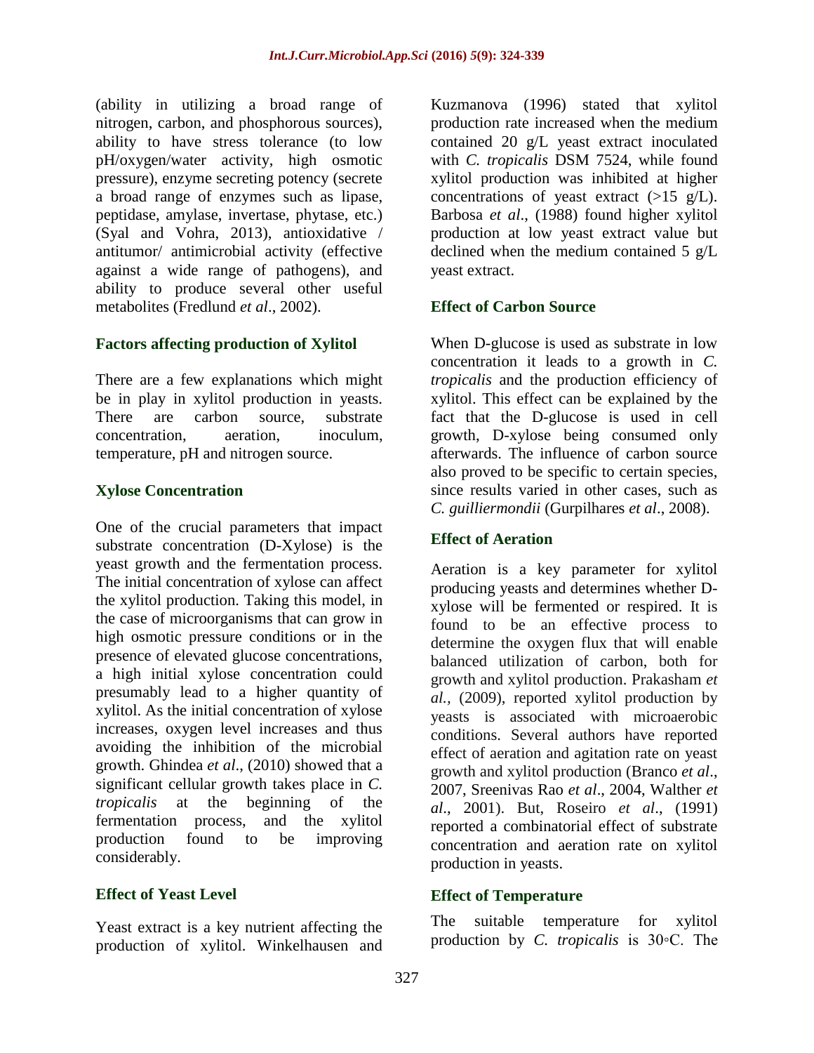(ability in utilizing a broad range of nitrogen, carbon, and phosphorous sources), ability to have stress tolerance (to low pH/oxygen/water activity, high osmotic pressure), enzyme secreting potency (secrete a broad range of enzymes such as lipase, peptidase, amylase, invertase, phytase, etc.) (Syal and Vohra, 2013), antioxidative / antitumor/ antimicrobial activity (effective against a wide range of pathogens), and ability to produce several other useful metabolites (Fredlund *et al*., 2002).

## Factors affecting production of Xylitol

There are a few explanations which might be in play in xylitol production in yeasts. There are carbon source, substrate concentration, aeration, inoculum, temperature, pH and nitrogen source.

### Xylose Concentration

One of the crucial parameters that impact substrate concentration (D-Xylose) is the yeast growth and the fermentation process. The initial concentration of xylose can affect the xylitol production. Taking this model, in the case of microorganisms that can grow in high osmotic pressure conditions or in the presence of elevated glucose concentrations, a high initial xylose concentration could presumably lead to a higher quantity of xylitol. As the initial concentration of xylose increases, oxygen level increases and thus avoiding the inhibition of the microbial growth. Ghindea *et al*., (2010) showed that a significant cellular growth takes place in *C. tropicalis* at the beginning of the fermentation process, and the xylitol production found to be improving considerably.

### Effect of Yeast Level

Yeast extract is a key nutrient affecting the production of xylitol. Winkelhausen and Kuzmanova (1996) stated that xylitol production rate increased when the medium contained 20 g/L yeast extract inoculated with *C. tropicalis* DSM 7524, while found xylitol production was inhibited at higher concentrations of yeast extract (>15 g/L). Barbosa *et al*., (1988) found higher xylitol production at low yeast extract value but declined when the medium contained 5 g/L yeast extract.

### Effect of Carbon Source

When D-glucose is used as substrate in low concentration it leads to a growth in *C. tropicalis* and the production efficiency of xylitol. This effect can be explained by the fact that the D-glucose is used in cell growth, D-xylose being consumed only afterwards. The influence of carbon source also proved to be specific to certain species, since results varied in other cases, such as *C. guilliermondii* (Gurpilhares *et al*., 2008).

### Effect of Aeration

Aeration is a key parameter for xylitol producing yeasts and determines whether D-xylose will be fermented or respired. It is found to be an effective process to determine the oxygen flux that will enable balanced utilization of carbon, both for growth and xylitol production. Prakasham *et al.,* (2009), reported xylitol production by yeasts is associated with microaerobic conditions. Several authors have reported effect of aeration and agitation rate on yeast growth and xylitol production (Branco *et al*., 2007, Sreenivas Rao *et al*., 2004, Walther *et al*., 2001). But, Roseiro *et al*., (1991) reported a combinatorial effect of substrate concentration and aeration rate on xylitol production in yeasts.

### Effect of Temperature

The suitable temperature for xylitol production by *C. tropicalis* is 30◦C. The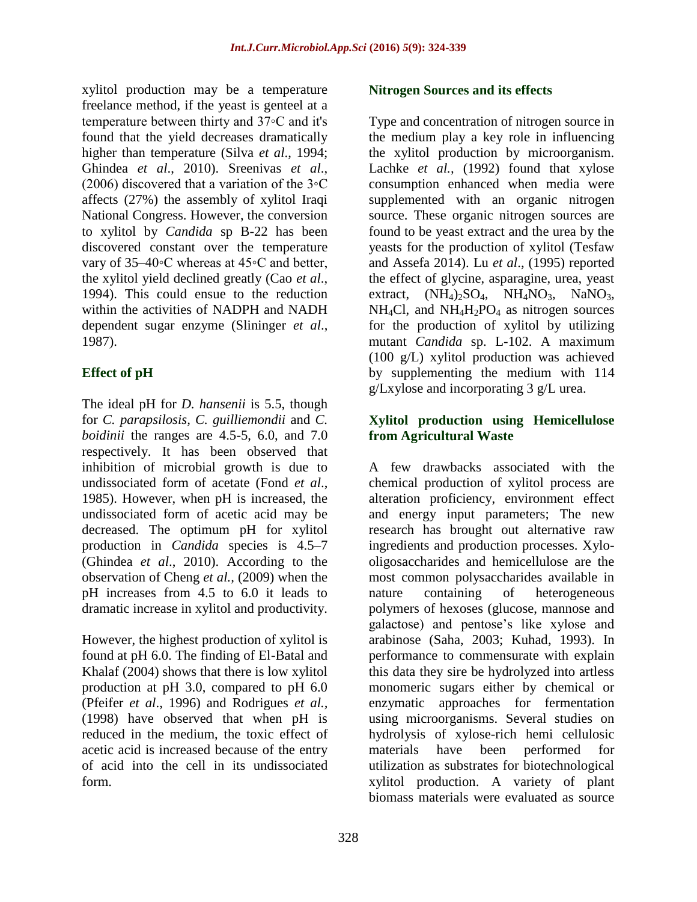xylitol production may be a temperature freelance method, if the yeast is genteel at a temperature between thirty and 37◦C and it's found that the yield decreases dramatically higher than temperature (Silva *et al*., 1994; Ghindea *et al*., 2010). Sreenivas *et al*., (2006) discovered that a variation of the 3◦C affects (27%) the assembly of xylitol Iraqi National Congress. However, the conversion to xylitol by *Candida* sp B-22 has been discovered constant over the temperature vary of 35–40◦C whereas at 45◦C and better, the xylitol yield declined greatly (Cao *et al*., 1994). This could ensue to the reduction within the activities of NADPH and NADH dependent sugar enzyme (Slininger *et al*., 1987).

## Effect of pH

The ideal pH for *D. hansenii* is 5.5, though for *C. parapsilosis*, *C. guilliemondii* and *C. boidinii* the ranges are 4.5-5, 6.0, and 7.0 respectively. It has been observed that inhibition of microbial growth is due to undissociated form of acetate (Fond *et al*., 1985). However, when pH is increased, the undissociated form of acetic acid may be decreased. The optimum pH for xylitol production in *Candida* species is 4.5–7 (Ghindea *et al*., 2010). According to the observation of Cheng *et al.,* (2009) when the pH increases from 4.5 to 6.0 it leads to dramatic increase in xylitol and productivity.

However, the highest production of xylitol is found at pH 6.0. The finding of El-Batal and Khalaf (2004) shows that there is low xylitol production at pH 3.0, compared to pH 6.0 (Pfeifer *et al*., 1996) and Rodrigues *et al.,* (1998) have observed that when pH is reduced in the medium, the toxic effect of acetic acid is increased because of the entry of acid into the cell in its undissociated form.

## Nitrogen Sources and its effects

Type and concentration of nitrogen source in the medium play a key role in influencing the xylitol production by microorganism. Lachke *et al.,* (1992) found that xylose consumption enhanced when media were supplemented with an organic nitrogen source. These organic nitrogen sources are found to be yeast extract and the urea by the yeasts for the production of xylitol (Tesfaw and Assefa 2014). Lu *et al*., (1995) reported the effect of glycine, asparagine, urea, yeast extract, $(NH_4)_2SO_4$, $NH_4NO_3$, $NaNO_3$, $NH_4Cl$, and $NH_4H_2PO_4$ as nitrogen sources for the production of xylitol by utilizing mutant *Candida* sp. L-102. A maximum (100 g/L) xylitol production was achieved by supplementing the medium with 114 g/Lxylose and incorporating 3 g/L urea.

## Xylitol production using Hemicellulose from Agricultural Waste

A few drawbacks associated with the chemical production of xylitol process are alteration proficiency, environment effect and energy input parameters; The new research has brought out alternative raw ingredients and production processes. Xylo-oligosaccharides and hemicellulose are the most common polysaccharides available in nature containing of heterogeneous polymers of hexoses (glucose, mannose and galactose) and pentose's like xylose and arabinose (Saha, 2003; Kuhad, 1993). In performance to commensurate with explain this data they sire be hydrolyzed into artless monomeric sugars either by chemical or enzymatic approaches for fermentation using microorganisms. Several studies on hydrolysis of xylose-rich hemi cellulosic materials have been performed for utilization as substrates for biotechnological xylitol production. A variety of plant biomass materials were evaluated as source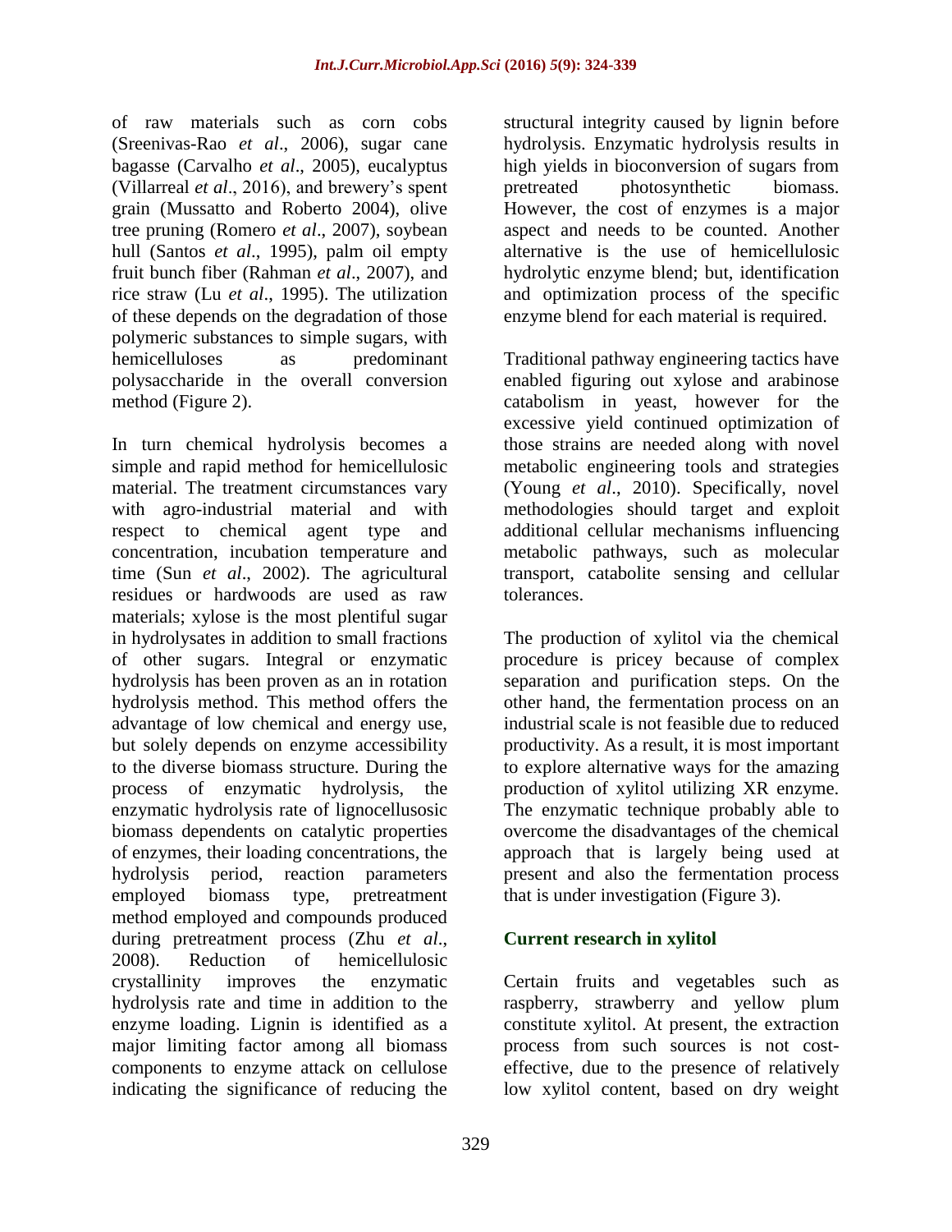of raw materials such as corn cobs (Sreenivas-Rao *et al*., 2006), sugar cane bagasse (Carvalho *et al*., 2005), eucalyptus (Villarreal *et al*., 2016), and brewery's spent grain (Mussatto and Roberto 2004), olive tree pruning (Romero *et al*., 2007), soybean hull (Santos *et al*., 1995), palm oil empty fruit bunch fiber (Rahman *et al*., 2007), and rice straw (Lu *et al*., 1995). The utilization of these depends on the degradation of those polymeric substances to simple sugars, with hemicelluloses as predominant polysaccharide in the overall conversion method (Figure 2).

In turn chemical hydrolysis becomes a simple and rapid method for hemicellulosic material. The treatment circumstances vary with agro-industrial material and with respect to chemical agent type and concentration, incubation temperature and time (Sun *et al*., 2002). The agricultural residues or hardwoods are used as raw materials; xylose is the most plentiful sugar in hydrolysates in addition to small fractions of other sugars. Integral or enzymatic hydrolysis has been proven as an in rotation hydrolysis method. This method offers the advantage of low chemical and energy use, but solely depends on enzyme accessibility to the diverse biomass structure. During the process of enzymatic hydrolysis, the enzymatic hydrolysis rate of lignocellusosic biomass dependents on catalytic properties of enzymes, their loading concentrations, the hydrolysis period, reaction parameters employed biomass type, pretreatment method employed and compounds produced during pretreatment process (Zhu *et al*., 2008). Reduction of hemicellulosic crystallinity improves the enzymatic hydrolysis rate and time in addition to the enzyme loading. Lignin is identified as a major limiting factor among all biomass components to enzyme attack on cellulose indicating the significance of reducing the structural integrity caused by lignin before hydrolysis. Enzymatic hydrolysis results in high yields in bioconversion of sugars from pretreated photosynthetic biomass. However, the cost of enzymes is a major aspect and needs to be counted. Another alternative is the use of hemicellulosic hydrolytic enzyme blend; but, identification and optimization process of the specific enzyme blend for each material is required.

Traditional pathway engineering tactics have enabled figuring out xylose and arabinose catabolism in yeast, however for the excessive yield continued optimization of those strains are needed along with novel metabolic engineering tools and strategies (Young *et al*., 2010). Specifically, novel methodologies should target and exploit additional cellular mechanisms influencing metabolic pathways, such as molecular transport, catabolite sensing and cellular tolerances.

The production of xylitol via the chemical procedure is pricey because of complex separation and purification steps. On the other hand, the fermentation process on an industrial scale is not feasible due to reduced productivity. As a result, it is most important to explore alternative ways for the amazing production of xylitol utilizing XR enzyme. The enzymatic technique probably able to overcome the disadvantages of the chemical approach that is largely being used at present and also the fermentation process that is under investigation (Figure 3).

## Current research in xylitol

Certain fruits and vegetables such as raspberry, strawberry and yellow plum constitute xylitol. At present, the extraction process from such sources is not cost-effective, due to the presence of relatively low xylitol content, based on dry weight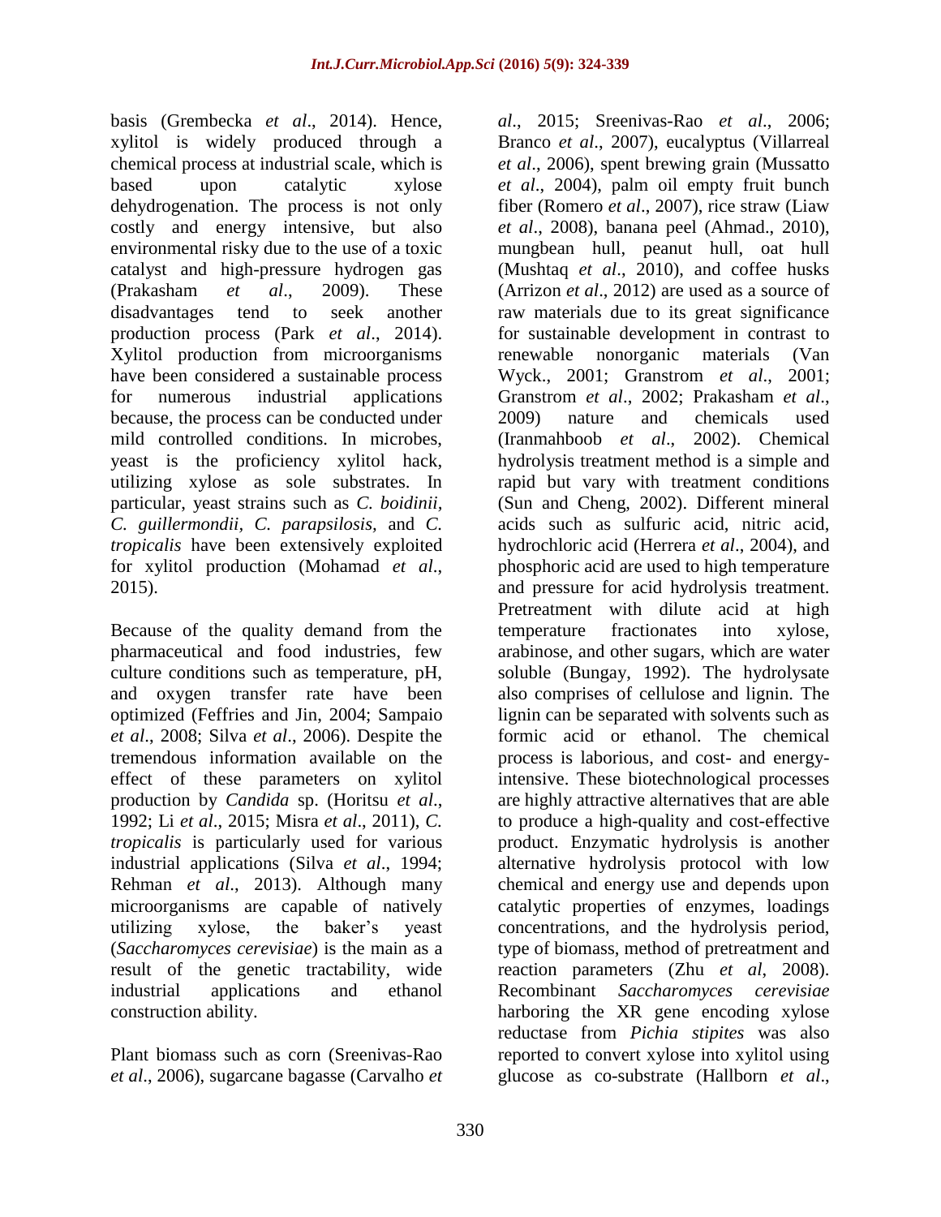basis (Grembecka *et al*., 2014). Hence, xylitol is widely produced through a chemical process at industrial scale, which is based upon catalytic xylose dehydrogenation. The process is not only costly and energy intensive, but also environmental risky due to the use of a toxic catalyst and high-pressure hydrogen gas (Prakasham *et al*., 2009). These disadvantages tend to seek another production process (Park *et al*., 2014). Xylitol production from microorganisms have been considered a sustainable process for numerous industrial applications because, the process can be conducted under mild controlled conditions. In microbes, yeast is the proficiency xylitol hack, utilizing xylose as sole substrates. In particular, yeast strains such as *C. boidinii*, *C. guillermondii*, *C. parapsilosis*, and *C. tropicalis* have been extensively exploited for xylitol production (Mohamad *et al*., 2015).

Because of the quality demand from the pharmaceutical and food industries, few culture conditions such as temperature, pH, and oxygen transfer rate have been optimized (Feffries and Jin, 2004; Sampaio *et al*., 2008; Silva *et al*., 2006). Despite the tremendous information available on the effect of these parameters on xylitol production by *Candida* sp. (Horitsu *et al*., 1992; Li *et al*., 2015; Misra *et al*., 2011), *C. tropicalis* is particularly used for various industrial applications (Silva *et al*., 1994; Rehman *et al*., 2013). Although many microorganisms are capable of natively utilizing xylose, the baker's yeast (*Saccharomyces cerevisiae*) is the main as a result of the genetic tractability, wide industrial applications and ethanol construction ability.

Plant biomass such as corn (Sreenivas-Rao *et al*., 2006), sugarcane bagasse (Carvalho *et al*., 2015; Sreenivas-Rao *et al*., 2006; Branco *et al*., 2007), eucalyptus (Villarreal *et al*., 2006), spent brewing grain (Mussatto *et al*., 2004), palm oil empty fruit bunch fiber (Romero *et al*., 2007), rice straw (Liaw *et al*., 2008), banana peel (Ahmad., 2010), mungbean hull, peanut hull, oat hull (Mushtaq *et al*., 2010), and coffee husks (Arrizon *et al*., 2012) are used as a source of raw materials due to its great significance for sustainable development in contrast to renewable nonorganic materials (Van Wyck., 2001; Granstrom *et al*., 2001; Granstrom *et al*., 2002; Prakasham *et al*., 2009) nature and chemicals used (Iranmahboob *et al*., 2002). Chemical hydrolysis treatment method is a simple and rapid but vary with treatment conditions (Sun and Cheng, 2002). Different mineral acids such as sulfuric acid, nitric acid, hydrochloric acid (Herrera *et al*., 2004), and phosphoric acid are used to high temperature and pressure for acid hydrolysis treatment. Pretreatment with dilute acid at high temperature fractionates into xylose, arabinose, and other sugars, which are water soluble (Bungay, 1992). The hydrolysate also comprises of cellulose and lignin. The lignin can be separated with solvents such as formic acid or ethanol. The chemical process is laborious, and cost- and energy-intensive. These biotechnological processes are highly attractive alternatives that are able to produce a high-quality and cost-effective product. Enzymatic hydrolysis is another alternative hydrolysis protocol with low chemical and energy use and depends upon catalytic properties of enzymes, loadings concentrations, and the hydrolysis period, type of biomass, method of pretreatment and reaction parameters (Zhu *et al*, 2008). Recombinant *Saccharomyces cerevisiae* harboring the XR gene encoding xylose reductase from *Pichia stipites* was also reported to convert xylose into xylitol using glucose as co-substrate (Hallborn *et al*.,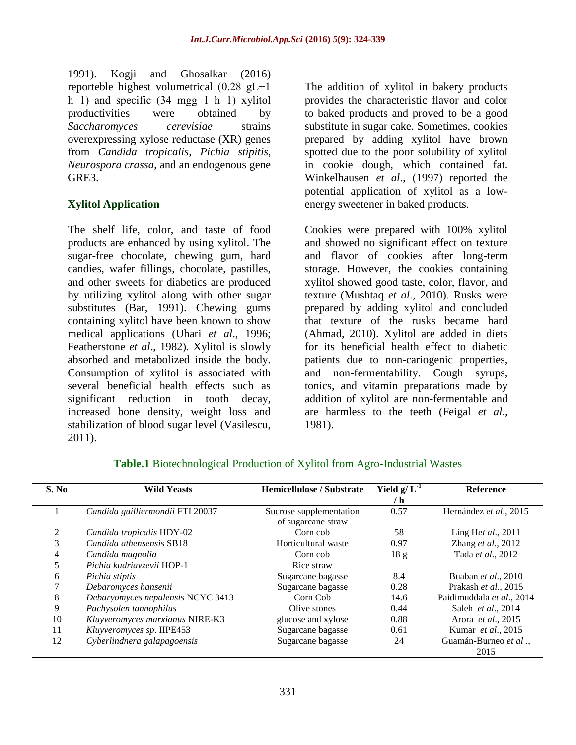1991). Kogji and Ghosalkar (2016) reporteble highest volumetrical (0.28 $gL^{-1}$ $h^{-1}$) and specific (34 $mgg^{-1}$ $h^{-1}$) xylitol productivities were obtained by *Saccharomyces cerevisiae* strains overexpressing xylose reductase (XR) genes from *Candida tropicalis*, *Pichia stipitis*, *Neurospora crassa*, and an endogenous gene GRE3.

## Xylitol Application

The shelf life, color, and taste of food products are enhanced by using xylitol. The sugar-free chocolate, chewing gum, hard candies, wafer fillings, chocolate, pastilles, and other sweets for diabetics are produced by utilizing xylitol along with other sugar substitutes (Bar, 1991). Chewing gums containing xylitol have been known to show medical applications (Uhari *et al*., 1996; Featherstone *et al*., 1982). Xylitol is slowly absorbed and metabolized inside the body. Consumption of xylitol is associated with several beneficial health effects such as significant reduction in tooth decay, increased bone density, weight loss and stabilization of blood sugar level (Vasilescu, 2011).

The addition of xylitol in bakery products provides the characteristic flavor and color to baked products and proved to be a good substitute in sugar cake. Sometimes, cookies prepared by adding xylitol have brown spotted due to the poor solubility of xylitol in cookie dough, which contained fat. Winkelhausen *et al*., (1997) reported the potential application of xylitol as a low-energy sweetener in baked products.

Cookies were prepared with 100% xylitol and showed no significant effect on texture and flavor of cookies after long-term storage. However, the cookies containing xylitol showed good taste, color, flavor, and texture (Mushtaq *et al*., 2010). Rusks were prepared by adding xylitol and concluded that texture of the rusks became hard (Ahmad, 2010). Xylitol are added in diets for its beneficial health effect to diabetic patients due to non-cariogenic properties, and non-fermentability. Cough syrups, tonics, and vitamin preparations made by addition of xylitol are non-fermentable and are harmless to the teeth (Feigal *et al*., 1981).

**Table.1** Biotechnological Production of Xylitol from Agro-Industrial Wastes

| S. No | Wild Yeasts | Hemicellulose / Substrate | Yield $g/L^{-1}/h$ | Reference |
|---|---|---|---|---|
| 1 | *Candida guilliermondii* FTI 20037 | Sucrose supplementation of sugarcane straw | 0.57 | Hernández *et al*., 2015 |
| 2 | *Candida tropicalis* HDY-02 | Corn cob | 58 | Ling H*et al*., 2011 |
| 3 | *Candida athensensis* SB18 | Horticultural waste | 0.97 | Zhang *et al*., 2012 |
| 4 | *Candida magnolia* | Corn cob | 18 g | Tada *et al*., 2012 |
| 5 | *Pichia kudriavzevii* HOP-1 | Rice straw | | |
| 6 | *Pichia stiptis* | Sugarcane bagasse | 8.4 | Buaban *et al*., 2010 |
| 7 | *Debaromyces hansenii* | Sugarcane bagasse | 0.28 | Prakash *et al*., 2015 |
| 8 | *Debaryomyces nepalensis* NCYC 3413 | Corn Cob | 14.6 | Paidimuddala *et al*., 2014 |
| 9 | *Pachysolen tannophilus* | Olive stones | 0.44 | Saleh *et al*., 2014 |
| 10 | *Kluyveromyces marxianus* NIRE-K3 | glucose and xylose | 0.88 | Arora *et al*., 2015 |
| 11 | *Kluyveromyces sp*. IIPE453 | Sugarcane bagasse | 0.61 | Kumar *et al*., 2015 |
| 12 | *Cyberlindnera galapagoensis* | Sugarcane bagasse | 24 | Guamán-Burneo *et al* ., 2015 |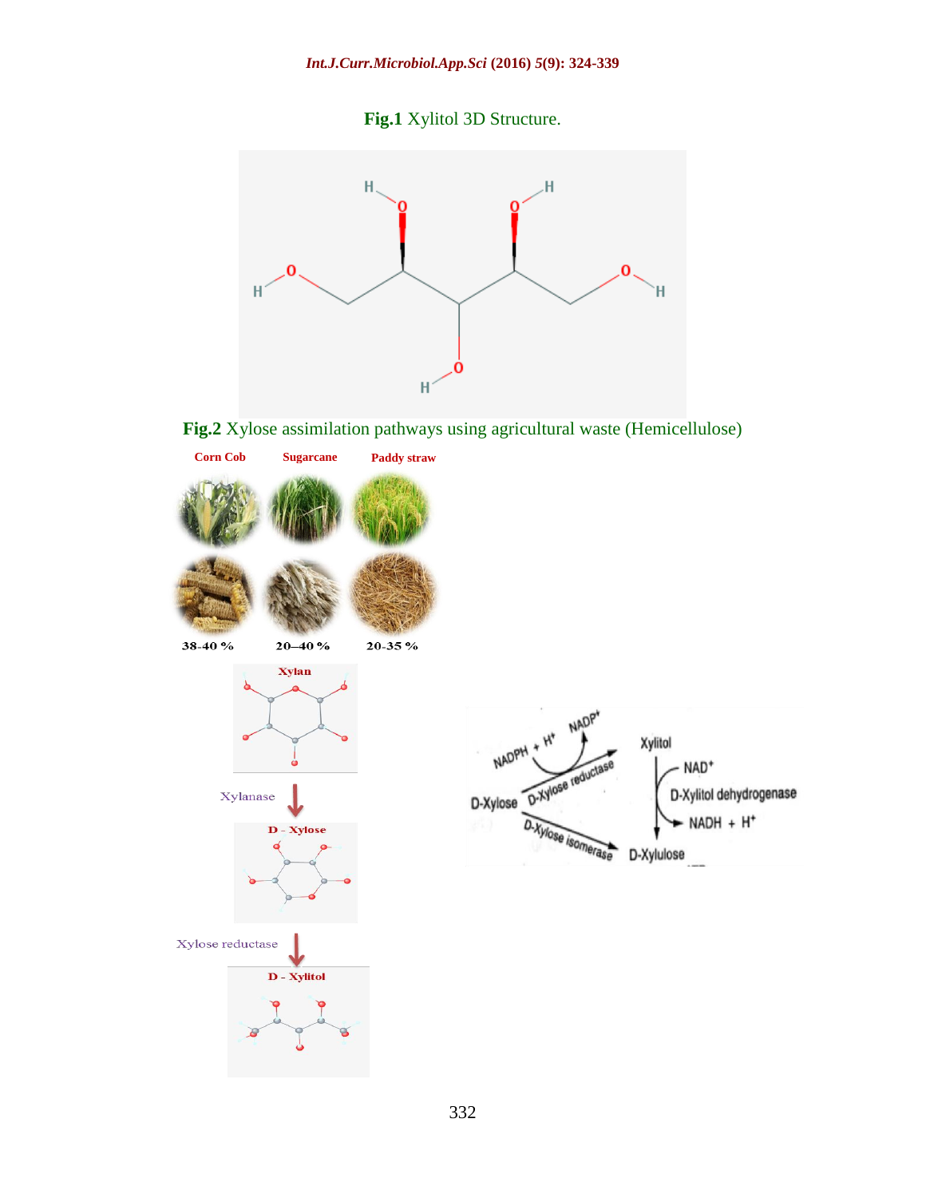**Fig.1** Xylitol 3D Structure.

**Fig.2** Xylose assimilation pathways using agricultural waste (Hemicellulose)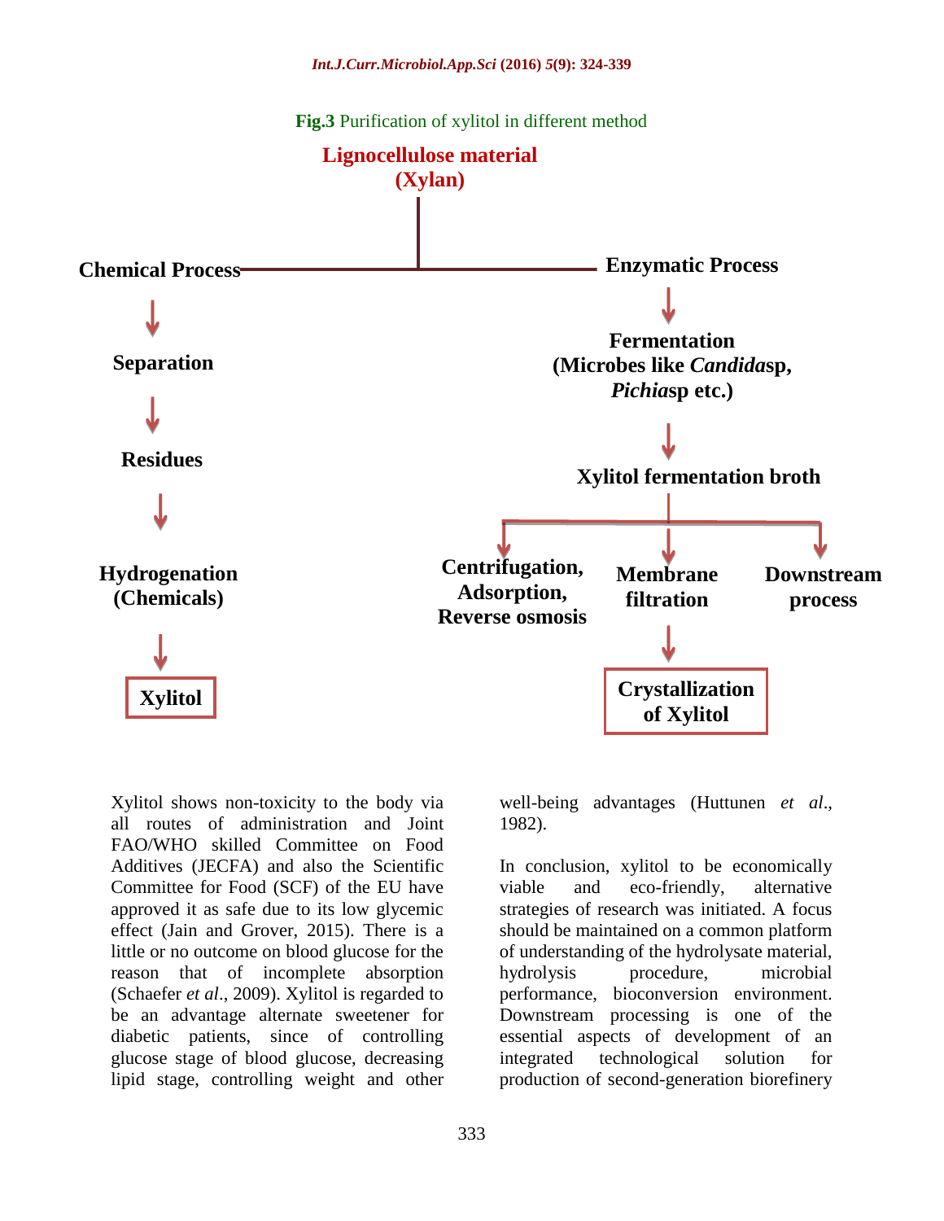**Fig.3** Purification of xylitol in different method

**Lignocellulose material (Xylan)**

**Chemical Process** → **Separation** → **Residues** → **Hydrogenation (Chemicals)** → **Xylitol**

**Enzymatic Process** → **Fermentation (Microbes like *Candida*sp, *Pichia*sp etc.)** → **Xylitol fermentation broth** → **Centrifugation, Adsorption, Reverse osmosis** / **Membrane filtration** / **Downstream process** → **Crystallization of Xylitol**

Xylitol shows non-toxicity to the body via all routes of administration and Joint FAO/WHO skilled Committee on Food Additives (JECFA) and also the Scientific Committee for Food (SCF) of the EU have approved it as safe due to its low glycemic effect (Jain and Grover, 2015). There is a little or no outcome on blood glucose for the reason that of incomplete absorption (Schaefer *et al*., 2009). Xylitol is regarded to be an advantage alternate sweetener for diabetic patients, since of controlling glucose stage of blood glucose, decreasing lipid stage, controlling weight and other well-being advantages (Huttunen *et al*., 1982).

In conclusion, xylitol to be economically viable and eco-friendly, alternative strategies of research was initiated. A focus should be maintained on a common platform of understanding of the hydrolysate material, hydrolysis procedure, microbial performance, bioconversion environment. Downstream processing is one of the essential aspects of development of an integrated technological solution for production of second-generation biorefinery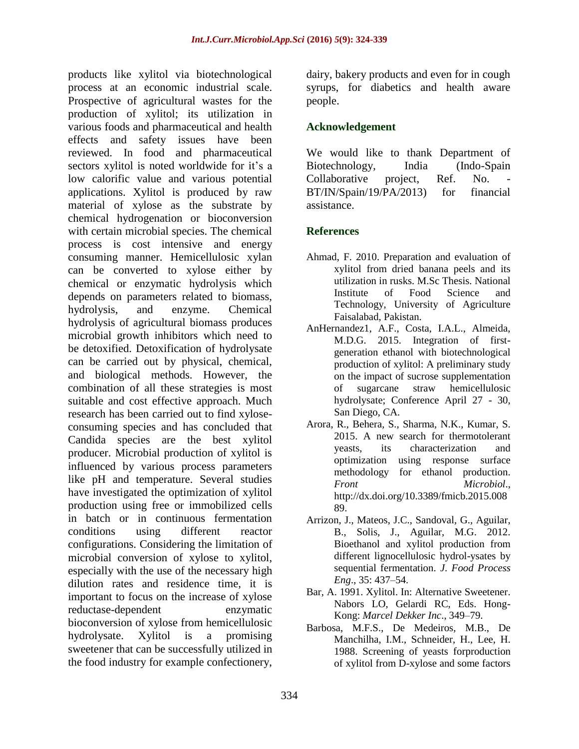products like xylitol via biotechnological process at an economic industrial scale. Prospective of agricultural wastes for the production of xylitol; its utilization in various foods and pharmaceutical and health effects and safety issues have been reviewed. In food and pharmaceutical sectors xylitol is noted worldwide for it's a low calorific value and various potential applications. Xylitol is produced by raw material of xylose as the substrate by chemical hydrogenation or bioconversion with certain microbial species. The chemical process is cost intensive and energy consuming manner. Hemicellulosic xylan can be converted to xylose either by chemical or enzymatic hydrolysis which depends on parameters related to biomass, hydrolysis, and enzyme. Chemical hydrolysis of agricultural biomass produces microbial growth inhibitors which need to be detoxified. Detoxification of hydrolysate can be carried out by physical, chemical, and biological methods. However, the combination of all these strategies is most suitable and cost effective approach. Much research has been carried out to find xylose-consuming species and has concluded that Candida species are the best xylitol producer. Microbial production of xylitol is influenced by various process parameters like pH and temperature. Several studies have investigated the optimization of xylitol production using free or immobilized cells in batch or in continuous fermentation conditions using different reactor configurations. Considering the limitation of microbial conversion of xylose to xylitol, especially with the use of the necessary high dilution rates and residence time, it is important to focus on the increase of xylose reductase-dependent enzymatic bioconversion of xylose from hemicellulosic hydrolysate. Xylitol is a promising sweetener that can be successfully utilized in the food industry for example confectionery, dairy, bakery products and even for in cough syrups, for diabetics and health aware people.

## Acknowledgement

We would like to thank Department of Biotechnology, India (Indo-Spain Collaborative project, Ref. No. - BT/IN/Spain/19/PA/2013) for financial assistance.

## References

- Ahmad, F. 2010. Preparation and evaluation of xylitol from dried banana peels and its utilization in rusks. M.Sc Thesis. National Institute of Food Science and Technology, University of Agriculture Faisalabad, Pakistan.
- AnHernandez1, A.F., Costa, I.A.L., Almeida, M.D.G. 2015. Integration of first-generation ethanol with biotechnological production of xylitol: A preliminary study on the impact of sucrose supplementation of sugarcane straw hemicellulosic hydrolysate; Conference April 27 - 30, San Diego, CA.
- Arora, R., Behera, S., Sharma, N.K., Kumar, S. 2015. A new search for thermotolerant yeasts, its characterization and optimization using response surface methodology for ethanol production. *Front Microbiol*., http://dx.doi.org/10.3389/fmicb.2015.00889.
- Arrizon, J., Mateos, J.C., Sandoval, G., Aguilar, B., Solis, J., Aguilar, M.G. 2012. Bioethanol and xylitol production from different lignocellulosic hydrol-ysates by sequential fermentation. *J. Food Process Eng*., 35: 437–54.
- Bar, A. 1991. Xylitol. In: Alternative Sweetener. Nabors LO, Gelardi RC, Eds. Hong-Kong: *Marcel Dekker Inc*., 349–79.
- Barbosa, M.F.S., De Medeiros, M.B., De Manchilha, I.M., Schneider, H., Lee, H. 1988. Screening of yeasts forproduction of xylitol from D-xylose and some factors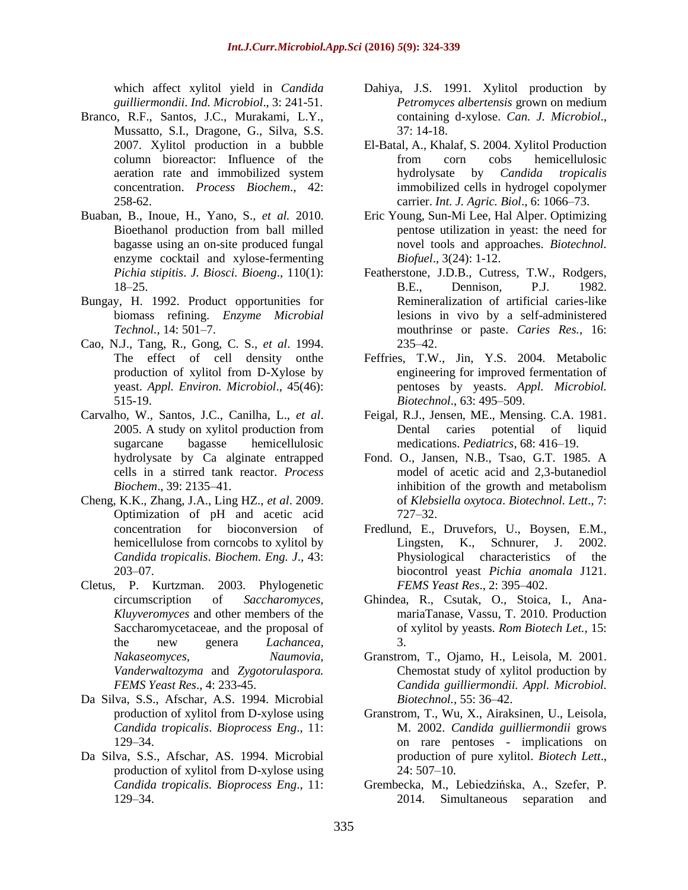which affect xylitol yield in *Candida guilliermondii*. *Ind. Microbiol*., 3: 241-51.

Branco, R.F., Santos, J.C., Murakami, L.Y., Mussatto, S.I., Dragone, G., Silva, S.S. 2007. Xylitol production in a bubble column bioreactor: Influence of the aeration rate and immobilized system concentration. *Process Biochem*., 42: 258-62.

Buaban, B., Inoue, H., Yano, S., *et al.* 2010. Bioethanol production from ball milled bagasse using an on-site produced fungal enzyme cocktail and xylose-fermenting *Pichia stipitis*. *J. Biosci. Bioeng*., 110(1): 18–25.

Bungay, H. 1992. Product opportunities for biomass refining. *Enzyme Microbial Technol.*, 14: 501–7.

Cao, N.J., Tang, R., Gong, C. S., *et al*. 1994. The effect of cell density onthe production of xylitol from D-Xylose by yeast. *Appl. Environ. Microbiol*., 45(46): 515-19.

Carvalho, W., Santos, J.C., Canilha, L., *et al*. 2005. A study on xylitol production from sugarcane bagasse hemicellulosic hydrolysate by Ca alginate entrapped cells in a stirred tank reactor. *Process Biochem*., 39: 2135–41.

Cheng, K.K., Zhang, J.A., Ling HZ., *et al*. 2009. Optimization of pH and acetic acid concentration for bioconversion of hemicellulose from corncobs to xylitol by *Candida tropicalis*. *Biochem. Eng. J*., 43: 203–07.

Cletus, P. Kurtzman. 2003. Phylogenetic circumscription of *Saccharomyces, Kluyveromyces* and other members of the Saccharomycetaceae, and the proposal of the new genera *Lachancea, Nakaseomyces, Naumovia, Vanderwaltozyma* and *Zygotorulaspora. FEMS Yeast Res*., 4: 233-45.

Da Silva, S.S., Afschar, A.S. 1994. Microbial production of xylitol from D-xylose using *Candida tropicalis*. *Bioprocess Eng*., 11: 129–34.

Da Silva, S.S., Afschar, AS. 1994. Microbial production of xylitol from D-xylose using *Candida tropicalis. Bioprocess Eng*., 11: 129–34.

Dahiya, J.S. 1991. Xylitol production by *Petromyces albertensis* grown on medium containing d-xylose. *Can. J. Microbiol*., 37: 14-18.

El-Batal, A., Khalaf, S. 2004. Xylitol Production from corn cobs hemicellulosic hydrolysate by *Candida tropicalis* immobilized cells in hydrogel copolymer carrier. *Int. J. Agric. Biol*., 6: 1066–73.

Eric Young, Sun-Mi Lee, Hal Alper. Optimizing pentose utilization in yeast: the need for novel tools and approaches. *Biotechnol. Biofuel*., 3(24): 1-12.

Featherstone, J.D.B., Cutress, T.W., Rodgers, B.E., Dennison, P.J. 1982. Remineralization of artificial caries-like lesions in vivo by a self-administered mouthrinse or paste. *Caries Res.*, 16: 235–42.

Feffries, T.W., Jin, Y.S. 2004. Metabolic engineering for improved fermentation of pentoses by yeasts. *Appl. Microbiol. Biotechnol*., 63: 495–509.

Feigal, R.J., Jensen, ME., Mensing. C.A. 1981. Dental caries potential of liquid medications. *Pediatrics*, 68: 416–19.

Fond. O., Jansen, N.B., Tsao, G.T. 1985. A model of acetic acid and 2,3-butanediol inhibition of the growth and metabolism of *Klebsiella oxytoca*. *Biotechnol. Lett*., 7: 727–32.

Fredlund, E., Druvefors, U., Boysen, E.M., Lingsten, K., Schnurer, J. 2002. Physiological characteristics of the biocontrol yeast *Pichia anomala* J121. *FEMS Yeast Res*., 2: 395–402.

Ghindea, R., Csutak, O., Stoica, I., Ana-mariaTanase, Vassu, T. 2010. Production of xylitol by yeasts. *Rom Biotech Let.*, 15: 3.

Granstrom, T., Ojamo, H., Leisola, M. 2001. Chemostat study of xylitol production by *Candida guilliermondii. Appl. Microbiol. Biotechnol.,* 55: 36–42.

Granstrom, T., Wu, X., Airaksinen, U., Leisola, M. 2002. *Candida guilliermondii* grows on rare pentoses - implications on production of pure xylitol. *Biotech Lett*., 24: 507–10.

Grembecka, M., Lebiedzińska, A., Szefer, P. 2014. Simultaneous separation and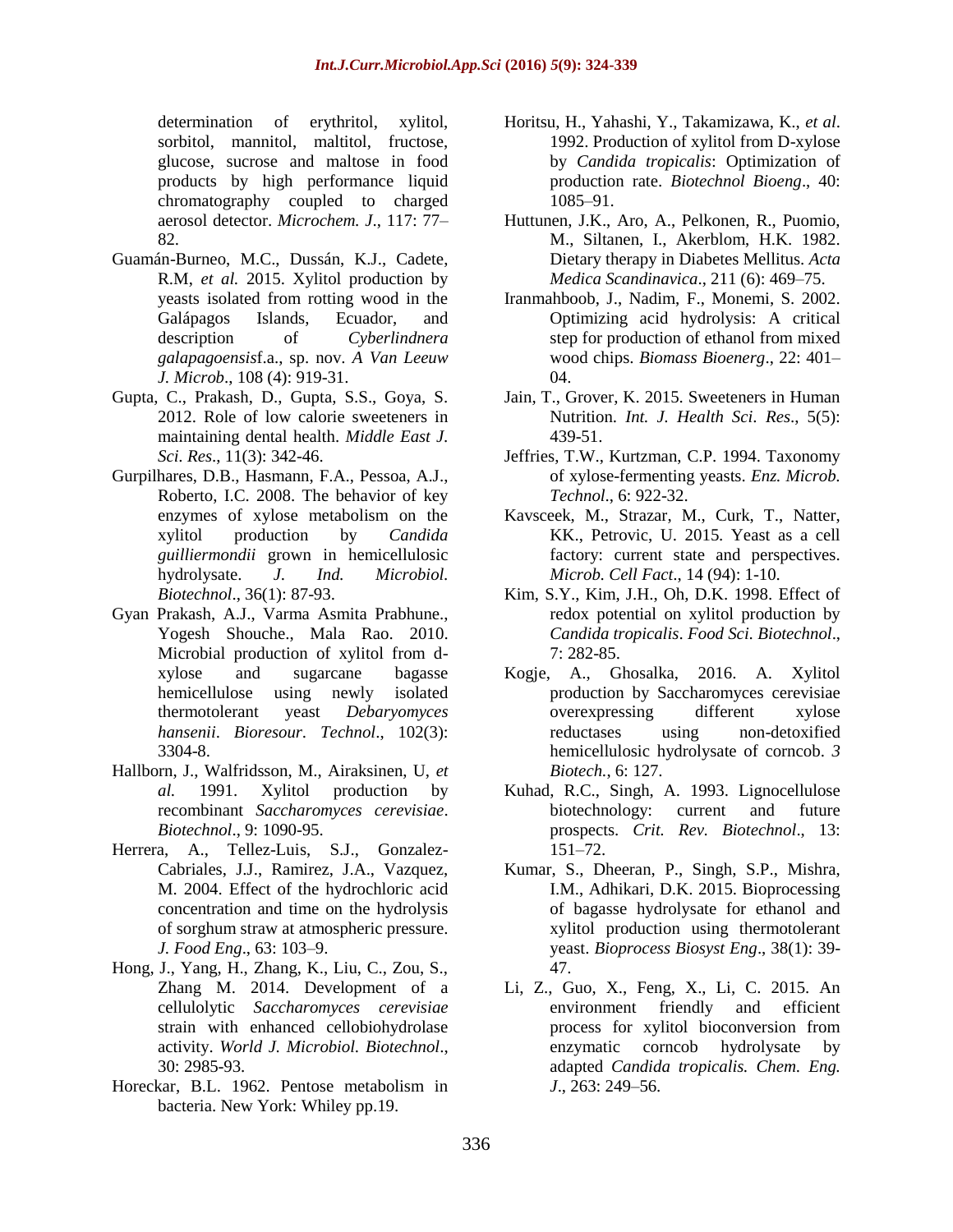determination of erythritol, xylitol, sorbitol, mannitol, maltitol, fructose, glucose, sucrose and maltose in food products by high performance liquid chromatography coupled to charged aerosol detector. *Microchem. J*., 117: 77–82.

Guamán-Burneo, M.C., Dussán, K.J., Cadete, R.M, *et al.* 2015. Xylitol production by yeasts isolated from rotting wood in the Galápagos Islands, Ecuador, and description of *Cyberlindnera galapagoensis*f.a., sp. nov. *A Van Leeuw J. Microb*., 108 (4): 919-31.

Gupta, C., Prakash, D., Gupta, S.S., Goya, S. 2012. Role of low calorie sweeteners in maintaining dental health. *Middle East J. Sci. Res*., 11(3): 342-46.

Gurpilhares, D.B., Hasmann, F.A., Pessoa, A.J., Roberto, I.C. 2008. The behavior of key enzymes of xylose metabolism on the xylitol production by *Candida guilliermondii* grown in hemicellulosic hydrolysate. *J. Ind. Microbiol. Biotechnol*., 36(1): 87-93.

Gyan Prakash, A.J., Varma Asmita Prabhune., Yogesh Shouche., Mala Rao. 2010. Microbial production of xylitol from d-xylose and sugarcane bagasse hemicellulose using newly isolated thermotolerant yeast *Debaryomyces hansenii*. *Bioresour. Technol*., 102(3): 3304-8.

Hallborn, J., Walfridsson, M., Airaksinen, U, *et al.* 1991. Xylitol production by recombinant *Saccharomyces cerevisiae*. *Biotechnol*., 9: 1090-95.

Herrera, A., Tellez-Luis, S.J., Gonzalez-Cabriales, J.J., Ramirez, J.A., Vazquez, M. 2004. Effect of the hydrochloric acid concentration and time on the hydrolysis of sorghum straw at atmospheric pressure. *J. Food Eng*., 63: 103–9.

Hong, J., Yang, H., Zhang, K., Liu, C., Zou, S., Zhang M. 2014. Development of a cellulolytic *Saccharomyces cerevisiae* strain with enhanced cellobiohydrolase activity. *World J. Microbiol. Biotechnol*., 30: 2985-93.

Horeckar, B.L. 1962. Pentose metabolism in bacteria. New York: Whiley pp.19.

Horitsu, H., Yahashi, Y., Takamizawa, K., *et al*. 1992. Production of xylitol from D-xylose by *Candida tropicalis*: Optimization of production rate. *Biotechnol Bioeng*., 40: 1085–91.

Huttunen, J.K., Aro, A., Pelkonen, R., Puomio, M., Siltanen, I., Akerblom, H.K. 1982. Dietary therapy in Diabetes Mellitus. *Acta Medica Scandinavica*., 211 (6): 469–75.

Iranmahboob, J., Nadim, F., Monemi, S. 2002. Optimizing acid hydrolysis: A critical step for production of ethanol from mixed wood chips. *Biomass Bioenerg*., 22: 401–04.

Jain, T., Grover, K. 2015. Sweeteners in Human Nutrition. *Int. J. Health Sci. Res*., 5(5): 439-51.

Jeffries, T.W., Kurtzman, C.P. 1994. Taxonomy of xylose-fermenting yeasts. *Enz. Microb. Technol*., 6: 922-32.

Kavsceek, M., Strazar, M., Curk, T., Natter, KK., Petrovic, U. 2015. Yeast as a cell factory: current state and perspectives. *Microb. Cell Fact*., 14 (94): 1-10.

Kim, S.Y., Kim, J.H., Oh, D.K. 1998. Effect of redox potential on xylitol production by *Candida tropicalis*. *Food Sci. Biotechnol*., 7: 282-85.

Kogje, A., Ghosalka, 2016. A. Xylitol production by Saccharomyces cerevisiae overexpressing different xylose reductases using non-detoxified hemicellulosic hydrolysate of corncob. *3 Biotech.*, 6: 127.

Kuhad, R.C., Singh, A. 1993. Lignocellulose biotechnology: current and future prospects. *Crit. Rev. Biotechnol*., 13: 151–72.

Kumar, S., Dheeran, P., Singh, S.P., Mishra, I.M., Adhikari, D.K. 2015. Bioprocessing of bagasse hydrolysate for ethanol and xylitol production using thermotolerant yeast. *Bioprocess Biosyst Eng*., 38(1): 39-47.

Li, Z., Guo, X., Feng, X., Li, C. 2015. An environment friendly and efficient process for xylitol bioconversion from enzymatic corncob hydrolysate by adapted *Candida tropicalis. Chem. Eng. J*., 263: 249–56.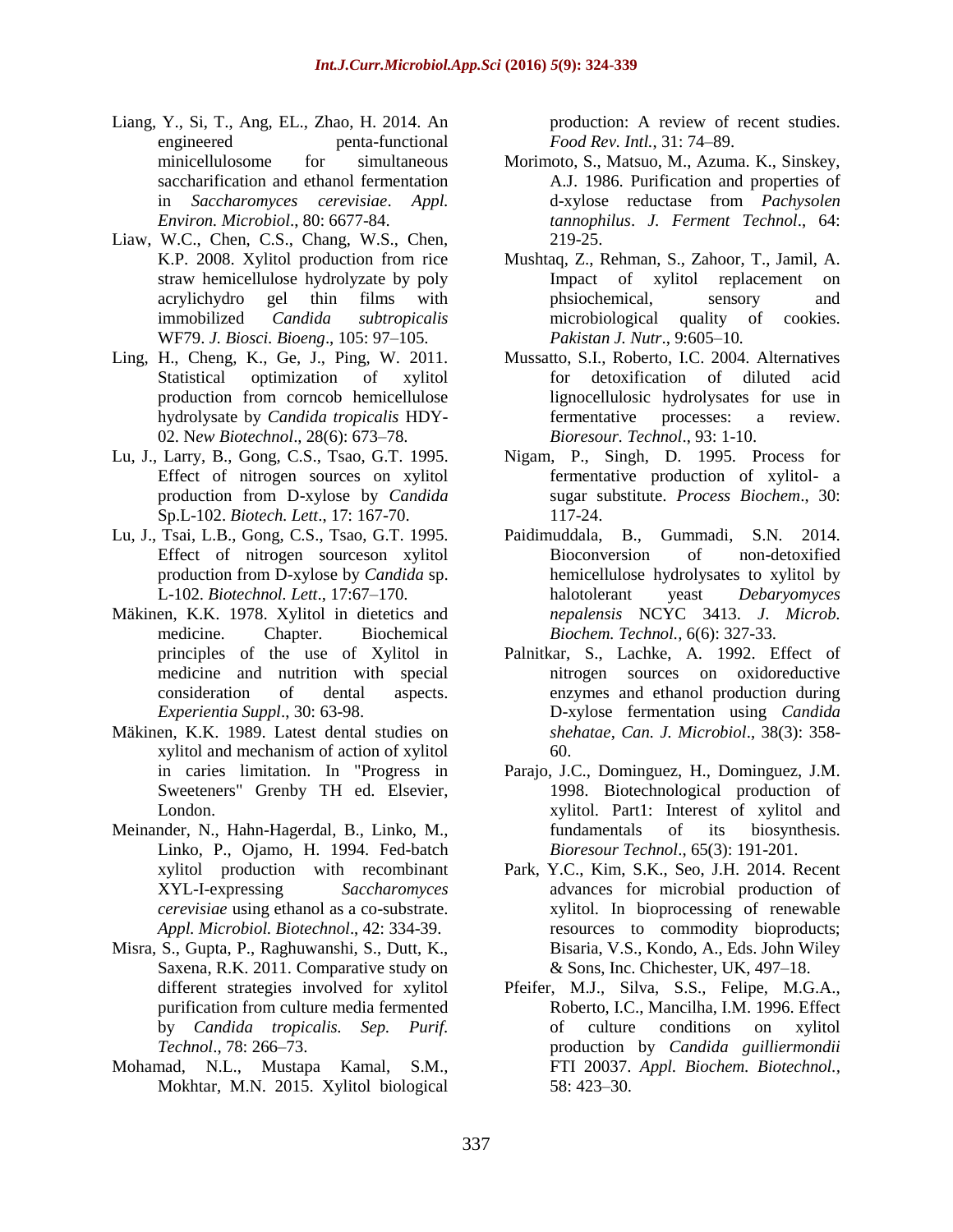Liang, Y., Si, T., Ang, EL., Zhao, H. 2014. An engineered penta-functional minicellulosome for simultaneous saccharification and ethanol fermentation in *Saccharomyces cerevisiae*. *Appl. Environ. Microbiol*., 80: 6677-84.

Liaw, W.C., Chen, C.S., Chang, W.S., Chen, K.P. 2008. Xylitol production from rice straw hemicellulose hydrolyzate by poly acrylichydro gel thin films with immobilized *Candida subtropicalis* WF79. *J. Biosci. Bioeng*., 105: 97–105.

Ling, H., Cheng, K., Ge, J., Ping, W. 2011. Statistical optimization of xylitol production from corncob hemicellulose hydrolysate by *Candida tropicalis* HDY-02. N*ew Biotechnol*., 28(6): 673–78.

Lu, J., Larry, B., Gong, C.S., Tsao, G.T. 1995. Effect of nitrogen sources on xylitol production from D-xylose by *Candida* Sp.L-102. *Biotech. Lett*., 17: 167-70.

Lu, J., Tsai, L.B., Gong, C.S., Tsao, G.T. 1995. Effect of nitrogen sourceson xylitol production from D-xylose by *Candida* sp. L-102. *Biotechnol. Lett*., 17:67–170.

Mäkinen, K.K. 1978. Xylitol in dietetics and medicine. Chapter. Biochemical principles of the use of Xylitol in medicine and nutrition with special consideration of dental aspects. *Experientia Suppl*., 30: 63-98.

Mäkinen, K.K. 1989. Latest dental studies on xylitol and mechanism of action of xylitol in caries limitation. In "Progress in Sweeteners" Grenby TH ed. Elsevier, London.

Meinander, N., Hahn-Hagerdal, B., Linko, M., Linko, P., Ojamo, H. 1994. Fed-batch xylitol production with recombinant XYL-I-expressing *Saccharomyces cerevisiae* using ethanol as a co-substrate. *Appl. Microbiol. Biotechnol*., 42: 334-39.

Misra, S., Gupta, P., Raghuwanshi, S., Dutt, K., Saxena, R.K. 2011. Comparative study on different strategies involved for xylitol purification from culture media fermented by *Candida tropicalis. Sep. Purif. Technol*., 78: 266–73.

Mohamad, N.L., Mustapa Kamal, S.M., Mokhtar, M.N. 2015. Xylitol biological production: A review of recent studies. *Food Rev. Intl.*, 31: 74–89.

Morimoto, S., Matsuo, M., Azuma. K., Sinskey, A.J. 1986. Purification and properties of d-xylose reductase from *Pachysolen tannophilus*. *J. Ferment Technol*., 64: 219-25.

Mushtaq, Z., Rehman, S., Zahoor, T., Jamil, A. Impact of xylitol replacement on phsiochemical, sensory and microbiological quality of cookies. *Pakistan J. Nutr*., 9:605–10.

Mussatto, S.I., Roberto, I.C. 2004. Alternatives for detoxification of diluted acid lignocellulosic hydrolysates for use in fermentative processes: a review. *Bioresour. Technol*., 93: 1-10.

Nigam, P., Singh, D. 1995. Process for fermentative production of xylitol- a sugar substitute. *Process Biochem*., 30: 117-24.

Paidimuddala, B., Gummadi, S.N. 2014. Bioconversion of non-detoxified hemicellulose hydrolysates to xylitol by halotolerant yeast *Debaryomyces nepalensis* NCYC 3413. *J. Microb. Biochem. Technol.*, 6(6): 327-33.

Palnitkar, S., Lachke, A. 1992. Effect of nitrogen sources on oxidoreductive enzymes and ethanol production during D-xylose fermentation using *Candida shehatae*, *Can. J. Microbiol*., 38(3): 358-60.

Parajo, J.C., Dominguez, H., Dominguez, J.M. 1998. Biotechnological production of xylitol. Part1: Interest of xylitol and fundamentals of its biosynthesis. *Bioresour Technol*., 65(3): 191-201.

Park, Y.C., Kim, S.K., Seo, J.H. 2014. Recent advances for microbial production of xylitol. In bioprocessing of renewable resources to commodity bioproducts; Bisaria, V.S., Kondo, A., Eds. John Wiley & Sons, Inc. Chichester, UK, 497–18.

Pfeifer, M.J., Silva, S.S., Felipe, M.G.A., Roberto, I.C., Mancilha, I.M. 1996. Effect of culture conditions on xylitol production by *Candida guilliermondii* FTI 20037. *Appl. Biochem. Biotechnol.*, 58: 423–30.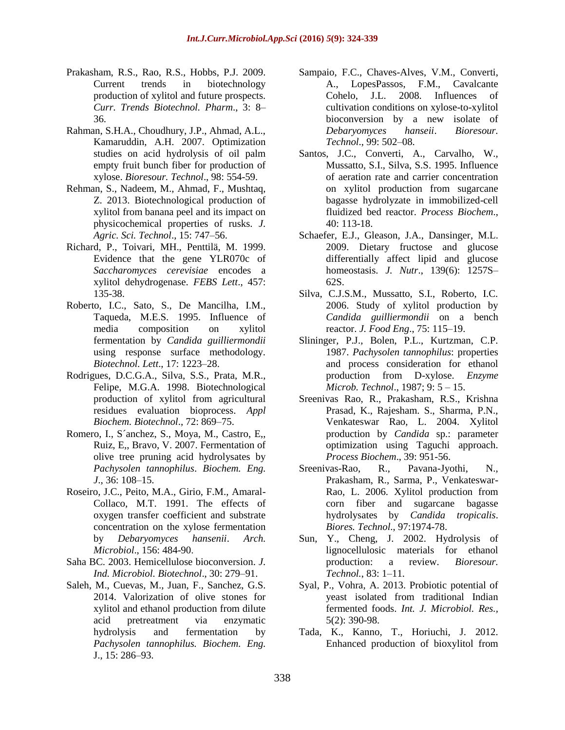Prakasham, R.S., Rao, R.S., Hobbs, P.J. 2009. Current trends in biotechnology production of xylitol and future prospects. *Curr. Trends Biotechnol. Pharm*., 3: 8–36.

Rahman, S.H.A., Choudhury, J.P., Ahmad, A.L., Kamaruddin, A.H. 2007. Optimization studies on acid hydrolysis of oil palm empty fruit bunch fiber for production of xylose. *Bioresour. Technol*., 98: 554-59.

Rehman, S., Nadeem, M., Ahmad, F., Mushtaq, Z. 2013. Biotechnological production of xylitol from banana peel and its impact on physicochemical properties of rusks. *J. Agric. Sci. Technol*., 15: 747–56.

Richard, P., Toivari, MH., Penttilä, M. 1999. Evidence that the gene YLR070c of *Saccharomyces cerevisiae* encodes a xylitol dehydrogenase. *FEBS Lett*., 457: 135-38.

Roberto, I.C., Sato, S., De Mancilha, I.M., Taqueda, M.E.S. 1995. Influence of media composition on xylitol fermentation by *Candida guilliermondii* using response surface methodology. *Biotechnol. Lett*., 17: 1223–28.

Rodrigues, D.C.G.A., Silva, S.S., Prata, M.R., Felipe, M.G.A. 1998. Biotechnological production of xylitol from agricultural residues evaluation bioprocess. *Appl Biochem. Biotechnol*., 72: 869–75.

Romero, I., S´anchez, S., Moya, M., Castro, E,, Ruiz, E,, Bravo, V. 2007. Fermentation of olive tree pruning acid hydrolysates by *Pachysolen tannophilus*. *Biochem. Eng. J*., 36: 108–15.

Roseiro, J.C., Peito, M.A., Girio, F.M., Amaral-Collaco, M.T. 1991. The effects of oxygen transfer coefficient and substrate concentration on the xylose fermentation by *Debaryomyces hansenii*. *Arch. Microbiol*., 156: 484-90.

Saha BC. 2003. Hemicellulose bioconversion. *J. Ind. Microbiol. Biotechnol*., 30: 279–91.

Saleh, M., Cuevas, M., Juan, F., Sanchez, G.S. 2014. Valorization of olive stones for xylitol and ethanol production from dilute acid pretreatment via enzymatic hydrolysis and fermentation by *Pachysolen tannophilus. Biochem. Eng.* J., 15: 286–93.

Sampaio, F.C., Chaves-Alves, V.M., Converti, A., LopesPassos, F.M., Cavalcante Cohelo, J.L. 2008. Influences of cultivation conditions on xylose-to-xylitol bioconversion by a new isolate of *Debaryomyces hanseii*. *Bioresour. Technol*., 99: 502–08.

Santos, J.C., Converti, A., Carvalho, W., Mussatto, S.I., Silva, S.S. 1995. Influence of aeration rate and carrier concentration on xylitol production from sugarcane bagasse hydrolyzate in immobilized-cell fluidized bed reactor. *Process Biochem*., 40: 113-18.

Schaefer, E.J., Gleason, J.A., Dansinger, M.L. 2009. Dietary fructose and glucose differentially affect lipid and glucose homeostasis. *J. Nutr*., 139(6): 1257S–62S.

Silva, C.J.S.M., Mussatto, S.I., Roberto, I.C. 2006. Study of xylitol production by *Candida guilliermondii* on a bench reactor. *J. Food Eng*., 75: 115–19.

Slininger, P.J., Bolen, P.L., Kurtzman, C.P. 1987. *Pachysolen tannophilus*: properties and process consideration for ethanol production from D-xylose. *Enzyme Microb. Technol*., 1987; 9: 5 – 15.

Sreenivas Rao, R., Prakasham, R.S., Krishna Prasad, K., Rajesham. S., Sharma, P.N., Venkateswar Rao, L. 2004. Xylitol production by *Candida* sp.: parameter optimization using Taguchi approach. *Process Biochem*., 39: 951-56.

Sreenivas-Rao, R., Pavana-Jyothi, N., Prakasham, R., Sarma, P., Venkateswar-Rao, L. 2006. Xylitol production from corn fiber and sugarcane bagasse hydrolysates by *Candida tropicalis*. *Biores. Technol*., 97:1974-78.

Sun, Y., Cheng, J. 2002. Hydrolysis of lignocellulosic materials for ethanol production: a review. *Bioresour. Technol.*, 83: 1–11.

Syal, P., Vohra, A. 2013. Probiotic potential of yeast isolated from traditional Indian fermented foods. *Int. J. Microbiol. Res.*, 5(2): 390-98.

Tada, K., Kanno, T., Horiuchi, J. 2012. Enhanced production of bioxylitol from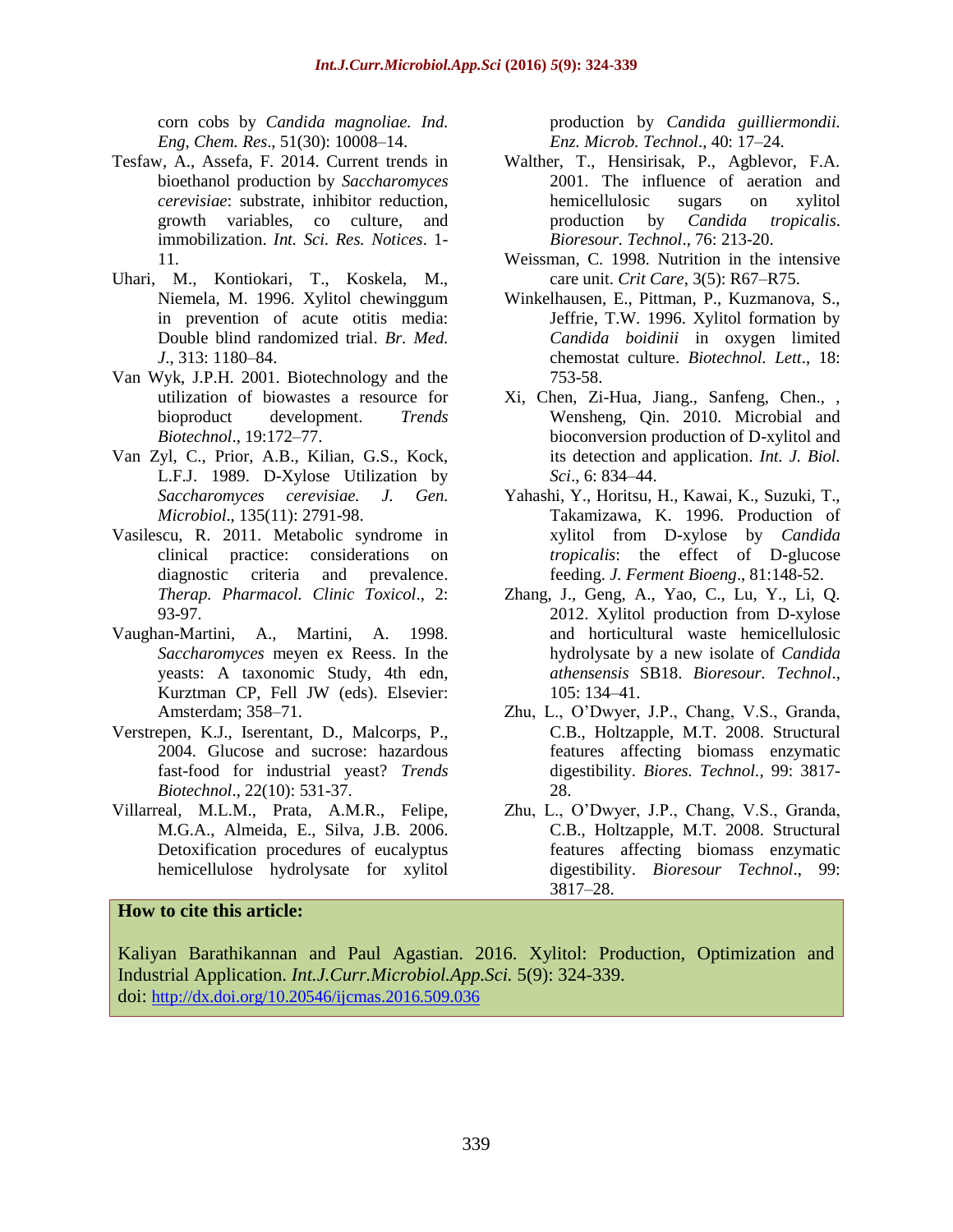corn cobs by *Candida magnoliae*. *Ind. Eng, Chem. Res*., 51(30): 10008–14.

Tesfaw, A., Assefa, F. 2014. Current trends in bioethanol production by *Saccharomyces cerevisiae*: substrate, inhibitor reduction, growth variables, co culture, and immobilization. *Int. Sci. Res. Notices*. 1-11.

Uhari, M., Kontiokari, T., Koskela, M., Niemela, M. 1996. Xylitol chewinggum in prevention of acute otitis media: Double blind randomized trial. *Br. Med. J*., 313: 1180–84.

Van Wyk, J.P.H. 2001. Biotechnology and the utilization of biowastes a resource for bioproduct development. *Trends Biotechnol*., 19:172–77.

Van Zyl, C., Prior, A.B., Kilian, G.S., Kock, L.F.J. 1989. D-Xylose Utilization by *Saccharomyces cerevisiae. J. Gen. Microbiol*., 135(11): 2791-98.

Vasilescu, R. 2011. Metabolic syndrome in clinical practice: considerations on diagnostic criteria and prevalence. *Therap. Pharmacol. Clinic Toxicol*., 2: 93-97.

Vaughan-Martini, A., Martini, A. 1998. *Saccharomyces* meyen ex Reess. In the yeasts: A taxonomic Study, 4th edn, Kurztman CP, Fell JW (eds). Elsevier: Amsterdam; 358–71.

Verstrepen, K.J., Iserentant, D., Malcorps, P., 2004. Glucose and sucrose: hazardous fast-food for industrial yeast? *Trends Biotechnol*., 22(10): 531-37.

Villarreal, M.L.M., Prata, A.M.R., Felipe, M.G.A., Almeida, E., Silva, J.B. 2006. Detoxification procedures of eucalyptus hemicellulose hydrolysate for xylitol production by *Candida guilliermondii. Enz. Microb. Technol*., 40: 17–24.

Walther, T., Hensirisak, P., Agblevor, F.A. 2001. The influence of aeration and hemicellulosic sugars on xylitol production by *Candida tropicalis*. *Bioresour. Technol*., 76: 213-20.

Weissman, C. 1998. Nutrition in the intensive care unit. *Crit Care*, 3(5): R67–R75.

Winkelhausen, E., Pittman, P., Kuzmanova, S., Jeffrie, T.W. 1996. Xylitol formation by *Candida boidinii* in oxygen limited chemostat culture. *Biotechnol. Lett*., 18: 753-58.

Xi, Chen, Zi-Hua, Jiang., Sanfeng, Chen., , Wensheng, Qin. 2010. Microbial and bioconversion production of D-xylitol and its detection and application. *Int. J. Biol. Sci*., 6: 834–44.

Yahashi, Y., Horitsu, H., Kawai, K., Suzuki, T., Takamizawa, K. 1996. Production of xylitol from D-xylose by *Candida tropicalis*: the effect of D-glucose feeding. *J. Ferment Bioeng*., 81:148-52.

Zhang, J., Geng, A., Yao, C., Lu, Y., Li, Q. 2012. Xylitol production from D-xylose and horticultural waste hemicellulosic hydrolysate by a new isolate of *Candida athensensis* SB18. *Bioresour. Technol*., 105: 134–41.

Zhu, L., O'Dwyer, J.P., Chang, V.S., Granda, C.B., Holtzapple, M.T. 2008. Structural features affecting biomass enzymatic digestibility. *Biores. Technol.,* 99: 3817-28.

Zhu, L., O'Dwyer, J.P., Chang, V.S., Granda, C.B., Holtzapple, M.T. 2008. Structural features affecting biomass enzymatic digestibility. *Bioresour Technol*., 99: 3817–28.

**How to cite this article:**

Kaliyan Barathikannan and Paul Agastian. 2016. Xylitol: Production, Optimization and Industrial Application. *Int.J.Curr.Microbiol.App.Sci.* 5(9): 324-339.
doi: http://dx.doi.org/10.20546/ijcmas.2016.509.036